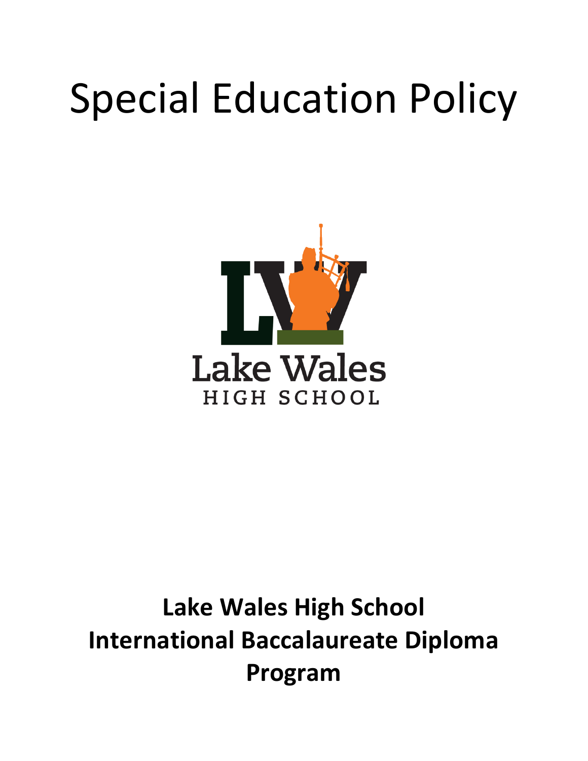# Special Education Policy

Lake Wales
HIGH SCHOOL

**Lake Wales High School**
**International Baccalaureate Diploma Program**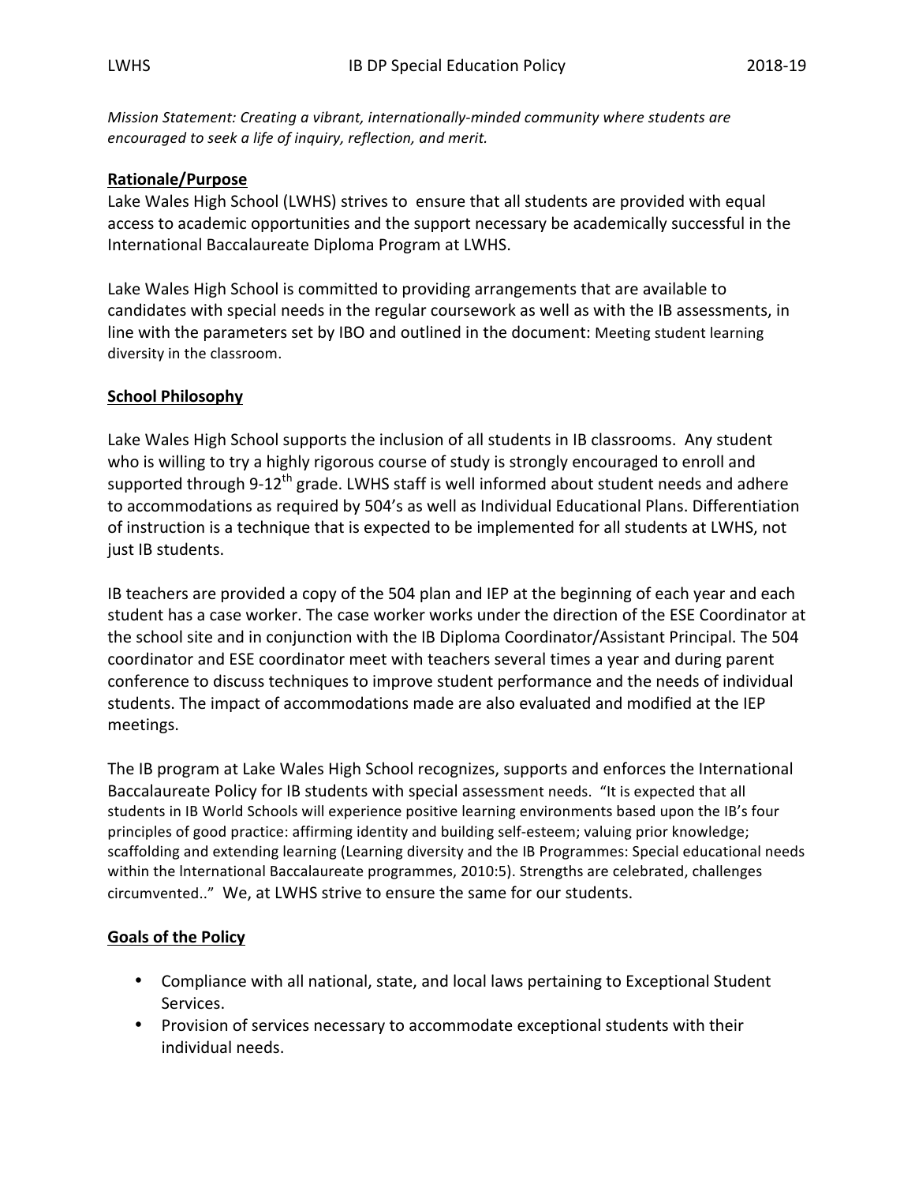*Mission Statement: Creating a vibrant, internationally-minded community where students are encouraged to seek a life of inquiry, reflection, and merit.*

## Rationale/Purpose

Lake Wales High School (LWHS) strives to ensure that all students are provided with equal access to academic opportunities and the support necessary be academically successful in the International Baccalaureate Diploma Program at LWHS.

Lake Wales High School is committed to providing arrangements that are available to candidates with special needs in the regular coursework as well as with the IB assessments, in line with the parameters set by IBO and outlined in the document: Meeting student learning diversity in the classroom.

## School Philosophy

Lake Wales High School supports the inclusion of all students in IB classrooms. Any student who is willing to try a highly rigorous course of study is strongly encouraged to enroll and supported through 9-12th grade. LWHS staff is well informed about student needs and adhere to accommodations as required by 504's as well as Individual Educational Plans. Differentiation of instruction is a technique that is expected to be implemented for all students at LWHS, not just IB students.

IB teachers are provided a copy of the 504 plan and IEP at the beginning of each year and each student has a case worker. The case worker works under the direction of the ESE Coordinator at the school site and in conjunction with the IB Diploma Coordinator/Assistant Principal. The 504 coordinator and ESE coordinator meet with teachers several times a year and during parent conference to discuss techniques to improve student performance and the needs of individual students. The impact of accommodations made are also evaluated and modified at the IEP meetings.

The IB program at Lake Wales High School recognizes, supports and enforces the International Baccalaureate Policy for IB students with special assessment needs. "It is expected that all students in IB World Schools will experience positive learning environments based upon the IB's four principles of good practice: affirming identity and building self-esteem; valuing prior knowledge; scaffolding and extending learning (Learning diversity and the IB Programmes: Special educational needs within the International Baccalaureate programmes, 2010:5). Strengths are celebrated, challenges circumvented.." We, at LWHS strive to ensure the same for our students.

## Goals of the Policy

- Compliance with all national, state, and local laws pertaining to Exceptional Student Services.
- Provision of services necessary to accommodate exceptional students with their individual needs.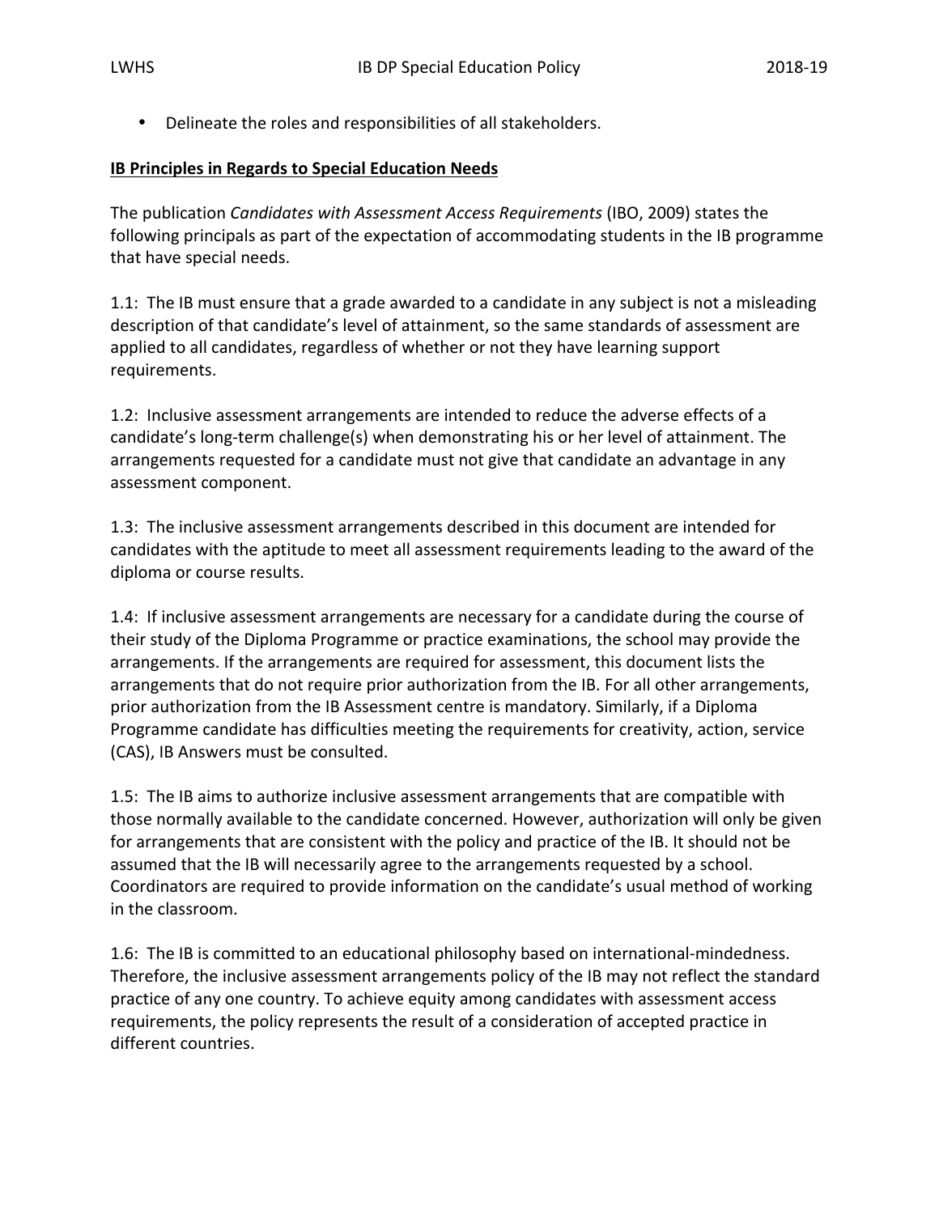- Delineate the roles and responsibilities of all stakeholders.

**IB Principles in Regards to Special Education Needs**

The publication *Candidates with Assessment Access Requirements* (IBO, 2009) states the following principals as part of the expectation of accommodating students in the IB programme that have special needs.

1.1: The IB must ensure that a grade awarded to a candidate in any subject is not a misleading description of that candidate's level of attainment, so the same standards of assessment are applied to all candidates, regardless of whether or not they have learning support requirements.

1.2: Inclusive assessment arrangements are intended to reduce the adverse effects of a candidate's long-term challenge(s) when demonstrating his or her level of attainment. The arrangements requested for a candidate must not give that candidate an advantage in any assessment component.

1.3: The inclusive assessment arrangements described in this document are intended for candidates with the aptitude to meet all assessment requirements leading to the award of the diploma or course results.

1.4: If inclusive assessment arrangements are necessary for a candidate during the course of their study of the Diploma Programme or practice examinations, the school may provide the arrangements. If the arrangements are required for assessment, this document lists the arrangements that do not require prior authorization from the IB. For all other arrangements, prior authorization from the IB Assessment centre is mandatory. Similarly, if a Diploma Programme candidate has difficulties meeting the requirements for creativity, action, service (CAS), IB Answers must be consulted.

1.5: The IB aims to authorize inclusive assessment arrangements that are compatible with those normally available to the candidate concerned. However, authorization will only be given for arrangements that are consistent with the policy and practice of the IB. It should not be assumed that the IB will necessarily agree to the arrangements requested by a school. Coordinators are required to provide information on the candidate's usual method of working in the classroom.

1.6: The IB is committed to an educational philosophy based on international-mindedness. Therefore, the inclusive assessment arrangements policy of the IB may not reflect the standard practice of any one country. To achieve equity among candidates with assessment access requirements, the policy represents the result of a consideration of accepted practice in different countries.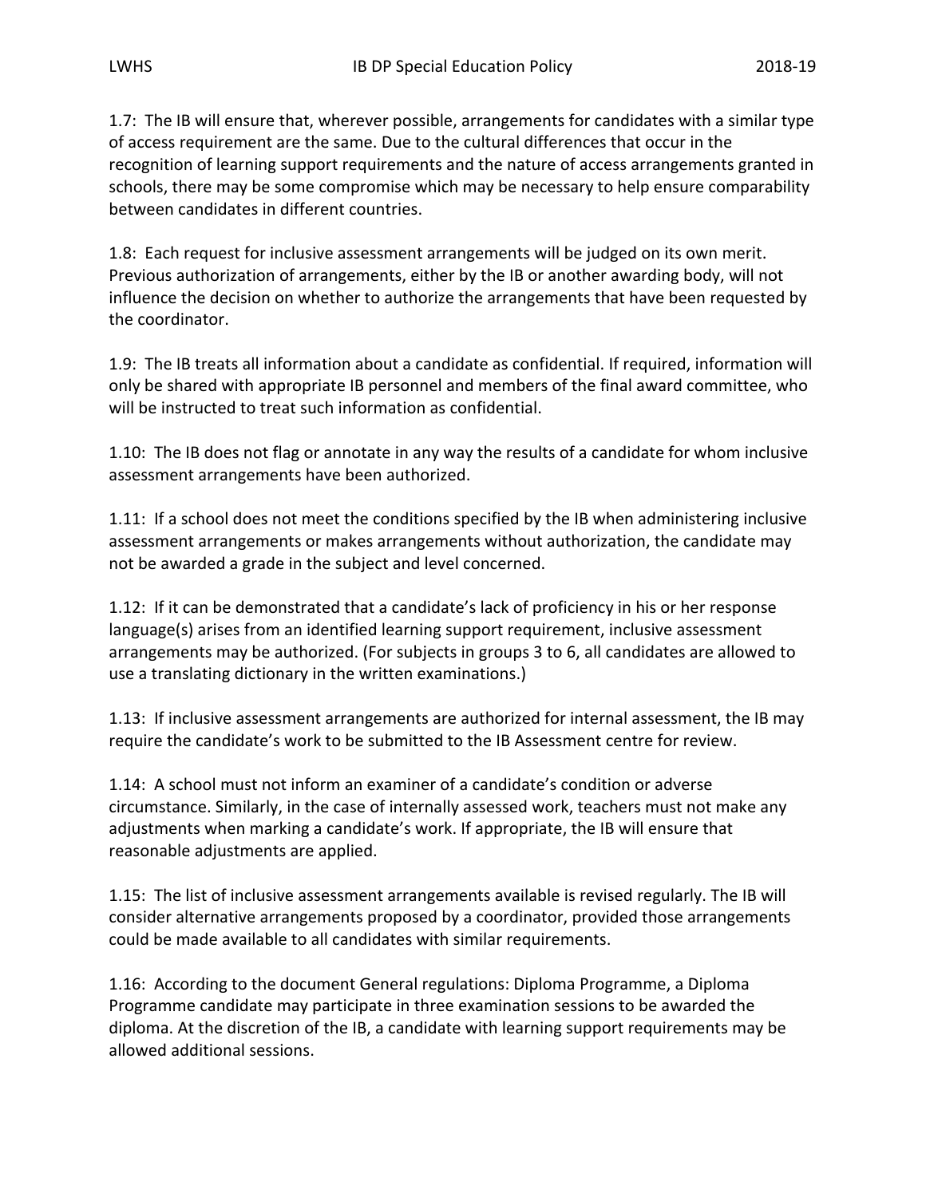1.7: The IB will ensure that, wherever possible, arrangements for candidates with a similar type of access requirement are the same. Due to the cultural differences that occur in the recognition of learning support requirements and the nature of access arrangements granted in schools, there may be some compromise which may be necessary to help ensure comparability between candidates in different countries.

1.8: Each request for inclusive assessment arrangements will be judged on its own merit. Previous authorization of arrangements, either by the IB or another awarding body, will not influence the decision on whether to authorize the arrangements that have been requested by the coordinator.

1.9: The IB treats all information about a candidate as confidential. If required, information will only be shared with appropriate IB personnel and members of the final award committee, who will be instructed to treat such information as confidential.

1.10: The IB does not flag or annotate in any way the results of a candidate for whom inclusive assessment arrangements have been authorized.

1.11: If a school does not meet the conditions specified by the IB when administering inclusive assessment arrangements or makes arrangements without authorization, the candidate may not be awarded a grade in the subject and level concerned.

1.12: If it can be demonstrated that a candidate's lack of proficiency in his or her response language(s) arises from an identified learning support requirement, inclusive assessment arrangements may be authorized. (For subjects in groups 3 to 6, all candidates are allowed to use a translating dictionary in the written examinations.)

1.13: If inclusive assessment arrangements are authorized for internal assessment, the IB may require the candidate's work to be submitted to the IB Assessment centre for review.

1.14: A school must not inform an examiner of a candidate's condition or adverse circumstance. Similarly, in the case of internally assessed work, teachers must not make any adjustments when marking a candidate's work. If appropriate, the IB will ensure that reasonable adjustments are applied.

1.15: The list of inclusive assessment arrangements available is revised regularly. The IB will consider alternative arrangements proposed by a coordinator, provided those arrangements could be made available to all candidates with similar requirements.

1.16: According to the document General regulations: Diploma Programme, a Diploma Programme candidate may participate in three examination sessions to be awarded the diploma. At the discretion of the IB, a candidate with learning support requirements may be allowed additional sessions.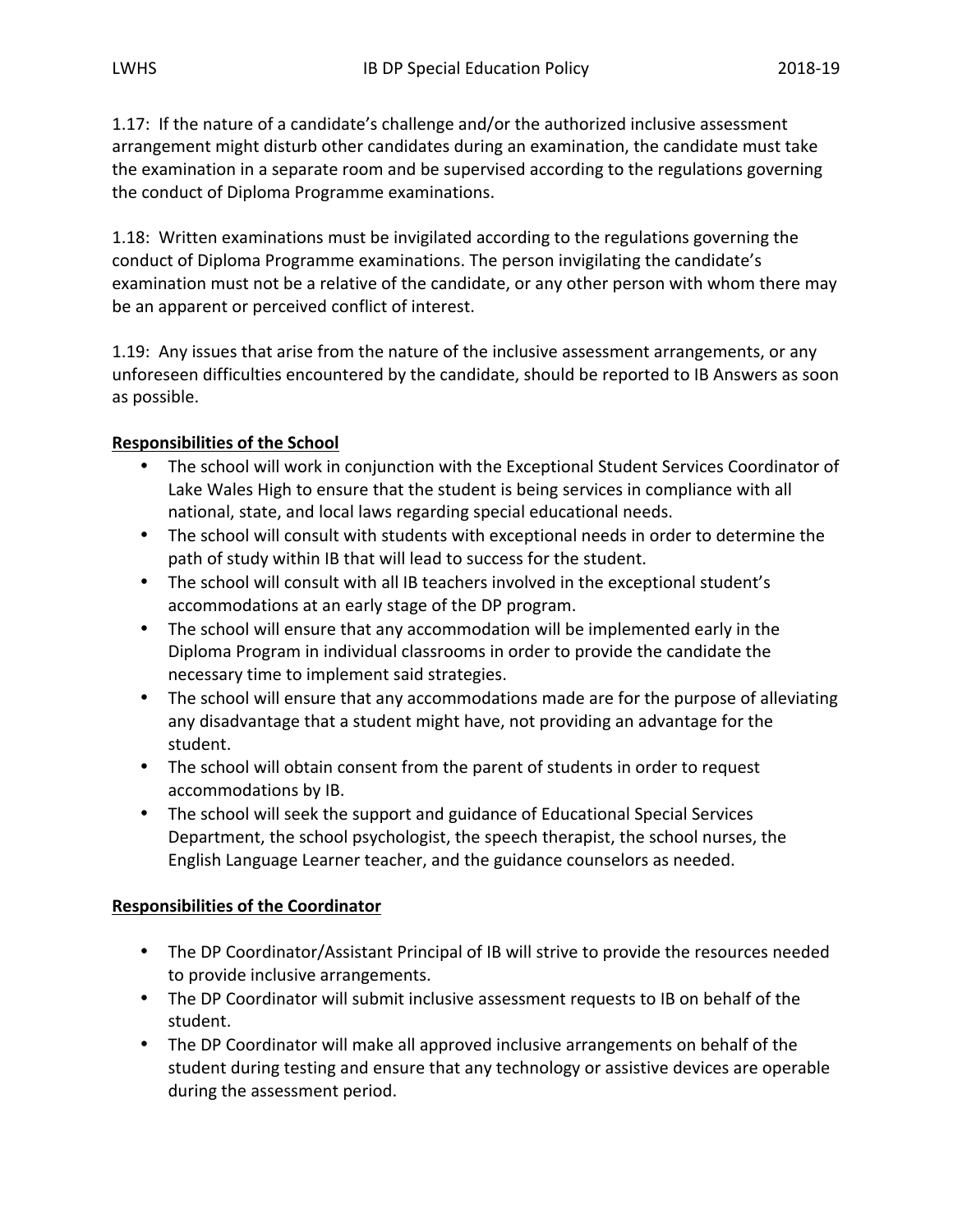1.17: If the nature of a candidate's challenge and/or the authorized inclusive assessment arrangement might disturb other candidates during an examination, the candidate must take the examination in a separate room and be supervised according to the regulations governing the conduct of Diploma Programme examinations.

1.18: Written examinations must be invigilated according to the regulations governing the conduct of Diploma Programme examinations. The person invigilating the candidate's examination must not be a relative of the candidate, or any other person with whom there may be an apparent or perceived conflict of interest.

1.19: Any issues that arise from the nature of the inclusive assessment arrangements, or any unforeseen difficulties encountered by the candidate, should be reported to IB Answers as soon as possible.

**Responsibilities of the School**

- The school will work in conjunction with the Exceptional Student Services Coordinator of Lake Wales High to ensure that the student is being services in compliance with all national, state, and local laws regarding special educational needs.
- The school will consult with students with exceptional needs in order to determine the path of study within IB that will lead to success for the student.
- The school will consult with all IB teachers involved in the exceptional student's accommodations at an early stage of the DP program.
- The school will ensure that any accommodation will be implemented early in the Diploma Program in individual classrooms in order to provide the candidate the necessary time to implement said strategies.
- The school will ensure that any accommodations made are for the purpose of alleviating any disadvantage that a student might have, not providing an advantage for the student.
- The school will obtain consent from the parent of students in order to request accommodations by IB.
- The school will seek the support and guidance of Educational Special Services Department, the school psychologist, the speech therapist, the school nurses, the English Language Learner teacher, and the guidance counselors as needed.

**Responsibilities of the Coordinator**

- The DP Coordinator/Assistant Principal of IB will strive to provide the resources needed to provide inclusive arrangements.
- The DP Coordinator will submit inclusive assessment requests to IB on behalf of the student.
- The DP Coordinator will make all approved inclusive arrangements on behalf of the student during testing and ensure that any technology or assistive devices are operable during the assessment period.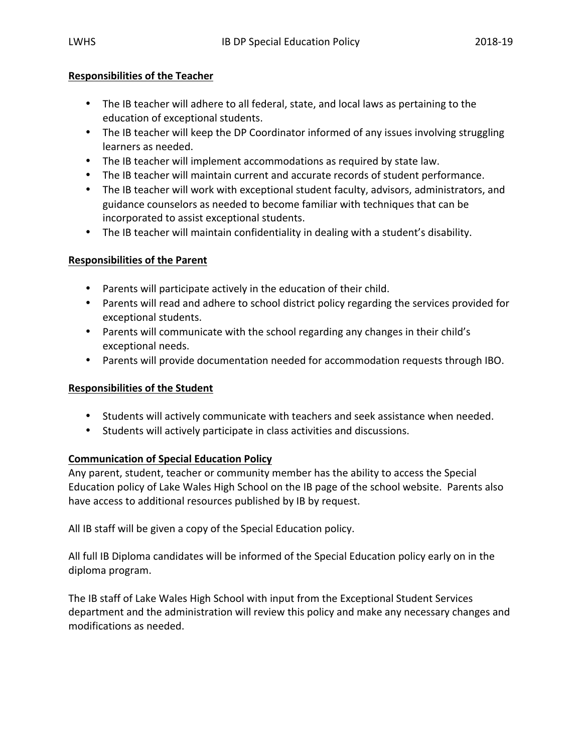**Responsibilities of the Teacher**

- The IB teacher will adhere to all federal, state, and local laws as pertaining to the education of exceptional students.
- The IB teacher will keep the DP Coordinator informed of any issues involving struggling learners as needed.
- The IB teacher will implement accommodations as required by state law.
- The IB teacher will maintain current and accurate records of student performance.
- The IB teacher will work with exceptional student faculty, advisors, administrators, and guidance counselors as needed to become familiar with techniques that can be incorporated to assist exceptional students.
- The IB teacher will maintain confidentiality in dealing with a student's disability.

**Responsibilities of the Parent**

- Parents will participate actively in the education of their child.
- Parents will read and adhere to school district policy regarding the services provided for exceptional students.
- Parents will communicate with the school regarding any changes in their child's exceptional needs.
- Parents will provide documentation needed for accommodation requests through IBO.

**Responsibilities of the Student**

- Students will actively communicate with teachers and seek assistance when needed.
- Students will actively participate in class activities and discussions.

**Communication of Special Education Policy**

Any parent, student, teacher or community member has the ability to access the Special Education policy of Lake Wales High School on the IB page of the school website. Parents also have access to additional resources published by IB by request.

All IB staff will be given a copy of the Special Education policy.

All full IB Diploma candidates will be informed of the Special Education policy early on in the diploma program.

The IB staff of Lake Wales High School with input from the Exceptional Student Services department and the administration will review this policy and make any necessary changes and modifications as needed.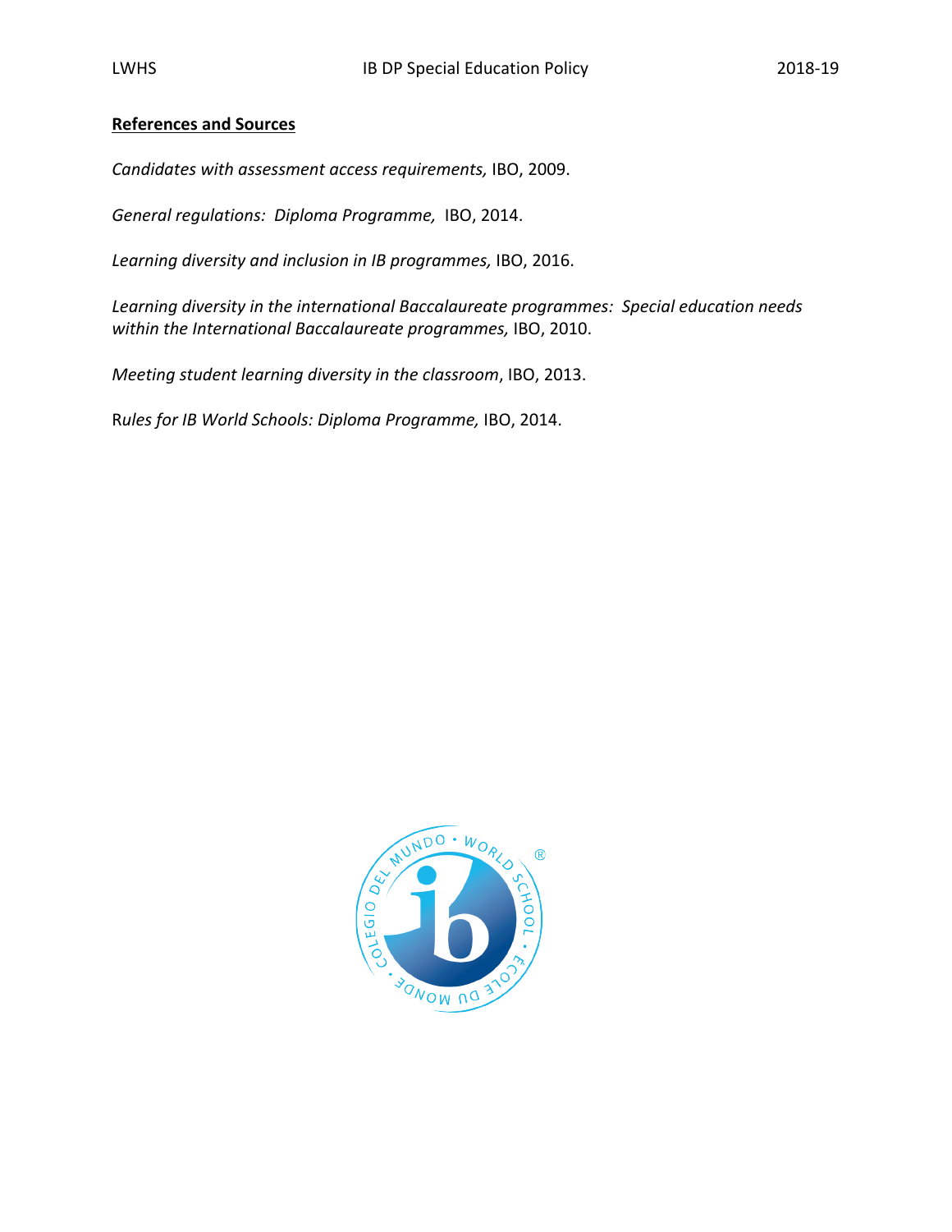**References and Sources**

*Candidates with assessment access requirements,* IBO, 2009.

*General regulations: Diploma Programme,* IBO, 2014.

*Learning diversity and inclusion in IB programmes,* IBO, 2016.

*Learning diversity in the international Baccalaureate programmes: Special education needs within the International Baccalaureate programmes,* IBO, 2010.

*Meeting student learning diversity in the classroom*, IBO, 2013.

R*ules for IB World Schools: Diploma Programme,* IBO, 2014.